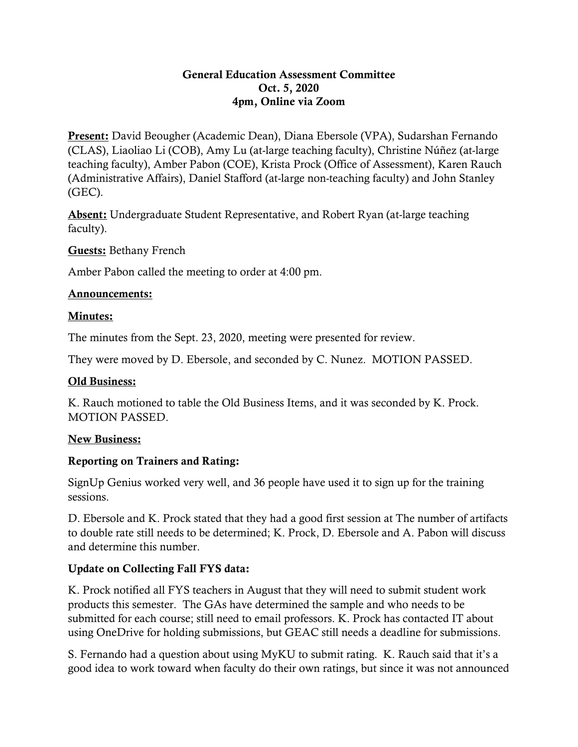**General Education Assessment Committee**
**Oct. 5, 2020**
**4pm, Online via Zoom**

**Present:** David Beougher (Academic Dean), Diana Ebersole (VPA), Sudarshan Fernando (CLAS), Liaoliao Li (COB), Amy Lu (at-large teaching faculty), Christine Núñez (at-large teaching faculty), Amber Pabon (COE), Krista Prock (Office of Assessment), Karen Rauch (Administrative Affairs), Daniel Stafford (at-large non-teaching faculty) and John Stanley (GEC).

**Absent:** Undergraduate Student Representative, and Robert Ryan (at-large teaching faculty).

**Guests:** Bethany French

Amber Pabon called the meeting to order at 4:00 pm.

**Announcements:**

**Minutes:**

The minutes from the Sept. 23, 2020, meeting were presented for review.

They were moved by D. Ebersole, and seconded by C. Nunez. MOTION PASSED.

**Old Business:**

K. Rauch motioned to table the Old Business Items, and it was seconded by K. Prock. MOTION PASSED.

**New Business:**

**Reporting on Trainers and Rating:**

SignUp Genius worked very well, and 36 people have used it to sign up for the training sessions.

D. Ebersole and K. Prock stated that they had a good first session at The number of artifacts to double rate still needs to be determined; K. Prock, D. Ebersole and A. Pabon will discuss and determine this number.

**Update on Collecting Fall FYS data:**

K. Prock notified all FYS teachers in August that they will need to submit student work products this semester. The GAs have determined the sample and who needs to be submitted for each course; still need to email professors. K. Prock has contacted IT about using OneDrive for holding submissions, but GEAC still needs a deadline for submissions.

S. Fernando had a question about using MyKU to submit rating. K. Rauch said that it's a good idea to work toward when faculty do their own ratings, but since it was not announced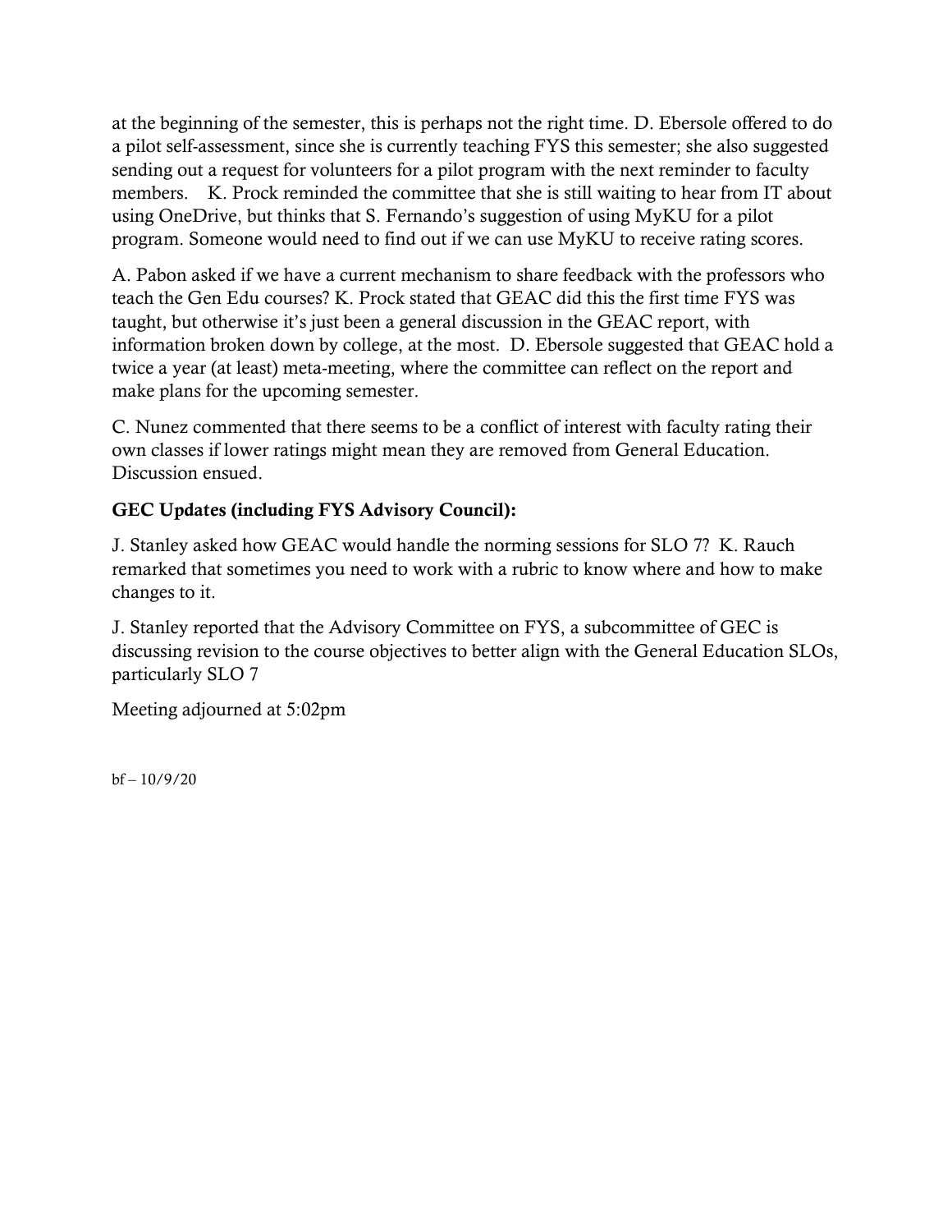at the beginning of the semester, this is perhaps not the right time. D. Ebersole offered to do a pilot self-assessment, since she is currently teaching FYS this semester; she also suggested sending out a request for volunteers for a pilot program with the next reminder to faculty members. K. Prock reminded the committee that she is still waiting to hear from IT about using OneDrive, but thinks that S. Fernando's suggestion of using MyKU for a pilot program. Someone would need to find out if we can use MyKU to receive rating scores.

A. Pabon asked if we have a current mechanism to share feedback with the professors who teach the Gen Edu courses? K. Prock stated that GEAC did this the first time FYS was taught, but otherwise it's just been a general discussion in the GEAC report, with information broken down by college, at the most. D. Ebersole suggested that GEAC hold a twice a year (at least) meta-meeting, where the committee can reflect on the report and make plans for the upcoming semester.

C. Nunez commented that there seems to be a conflict of interest with faculty rating their own classes if lower ratings might mean they are removed from General Education. Discussion ensued.

**GEC Updates (including FYS Advisory Council):**

J. Stanley asked how GEAC would handle the norming sessions for SLO 7? K. Rauch remarked that sometimes you need to work with a rubric to know where and how to make changes to it.

J. Stanley reported that the Advisory Committee on FYS, a subcommittee of GEC is discussing revision to the course objectives to better align with the General Education SLOs, particularly SLO 7

Meeting adjourned at 5:02pm

bf – 10/9/20